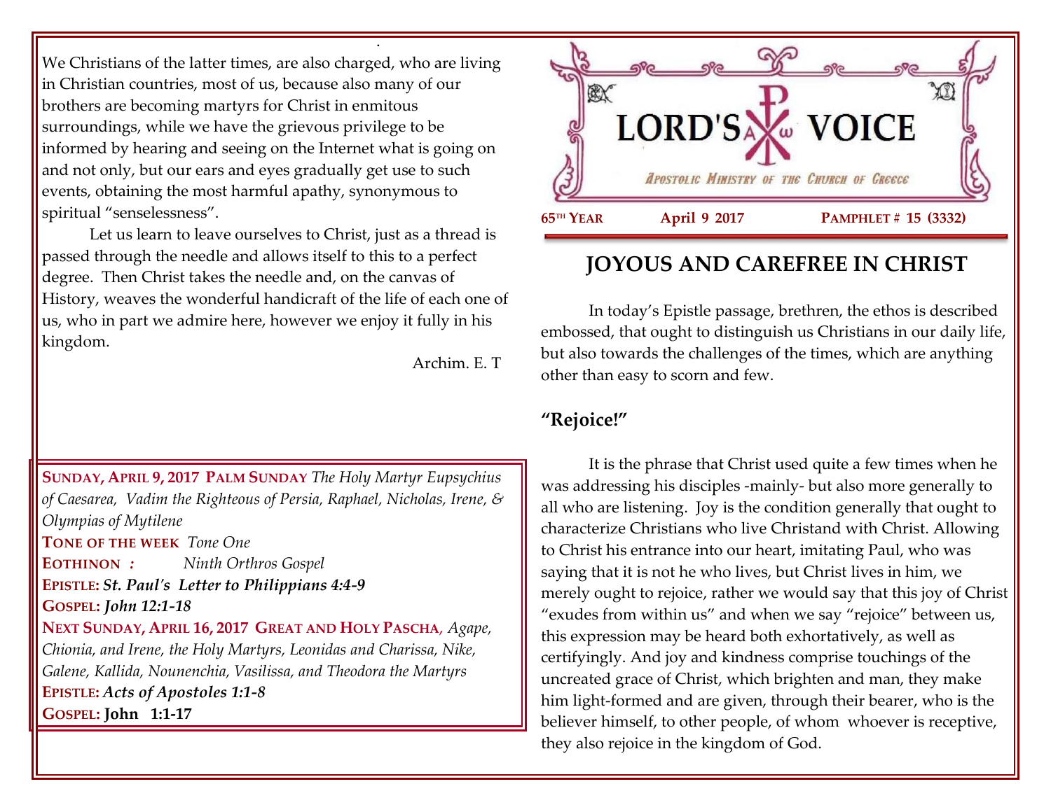We Christians of the latter times, are also charged, who are living in Christian countries, most of us, because also many of our brothers are becoming martyrs for Christ in enmitous surroundings, while we have the grievous privilege to be informed by hearing and seeing on the Internet what is going on and not only, but our ears and eyes gradually get use to such events, obtaining the most harmful apathy, synonymous to spiritual "senselessness".

Let us learn to leave ourselves to Christ, just as a thread is passed through the needle and allows itself to this to a perfect degree. Then Christ takes the needle and, on the canvas of History, weaves the wonderful handicraft of the life of each one of us, who in part we admire here, however we enjoy it fully in his kingdom.

Archim. E. T

**SUNDAY, APRIL 9, 2017 PALM SUNDAY** *The Holy Martyr Eupsychius of Caesarea, Vadim the Righteous of Persia, Raphael, Nicholas, Irene, & Olympias of Mytilene*
**TONE OF THE WEEK** *Tone One*
**EOTHINON :** *Ninth Orthros Gospel*
**EPISTLE:** ***St. Paul's Letter to Philippians 4:4-9***
**GOSPEL:** ***John 12:1-18***
**NEXT SUNDAY, APRIL 16, 2017 GREAT AND HOLY PASCHA,** *Agape, Chionia, and Irene, the Holy Martyrs, Leonidas and Charissa, Nike, Galene, Kallida, Nounenchia, Vasilissa, and Theodora the Martyrs*
**EPISTLE:** ***Acts of Apostoles 1:1-8***
**GOSPEL:** **John 1:1-17**

# LORD'S VOICE

*Apostolic Ministry of the Church of Greece*

**65TH YEAR** **April 9 2017** **PAMPHLET # 15 (3332)**

## JOYOUS AND CAREFREE IN CHRIST

In today's Epistle passage, brethren, the ethos is described embossed, that ought to distinguish us Christians in our daily life, but also towards the challenges of the times, which are anything other than easy to scorn and few.

### "Rejoice!"

It is the phrase that Christ used quite a few times when he was addressing his disciples -mainly- but also more generally to all who are listening. Joy is the condition generally that ought to characterize Christians who live Christand with Christ. Allowing to Christ his entrance into our heart, imitating Paul, who was saying that it is not he who lives, but Christ lives in him, we merely ought to rejoice, rather we would say that this joy of Christ "exudes from within us" and when we say "rejoice" between us, this expression may be heard both exhortatively, as well as certifyingly. And joy and kindness comprise touchings of the uncreated grace of Christ, which brighten and man, they make him light-formed and are given, through their bearer, who is the believer himself, to other people, of whom whoever is receptive, they also rejoice in the kingdom of God.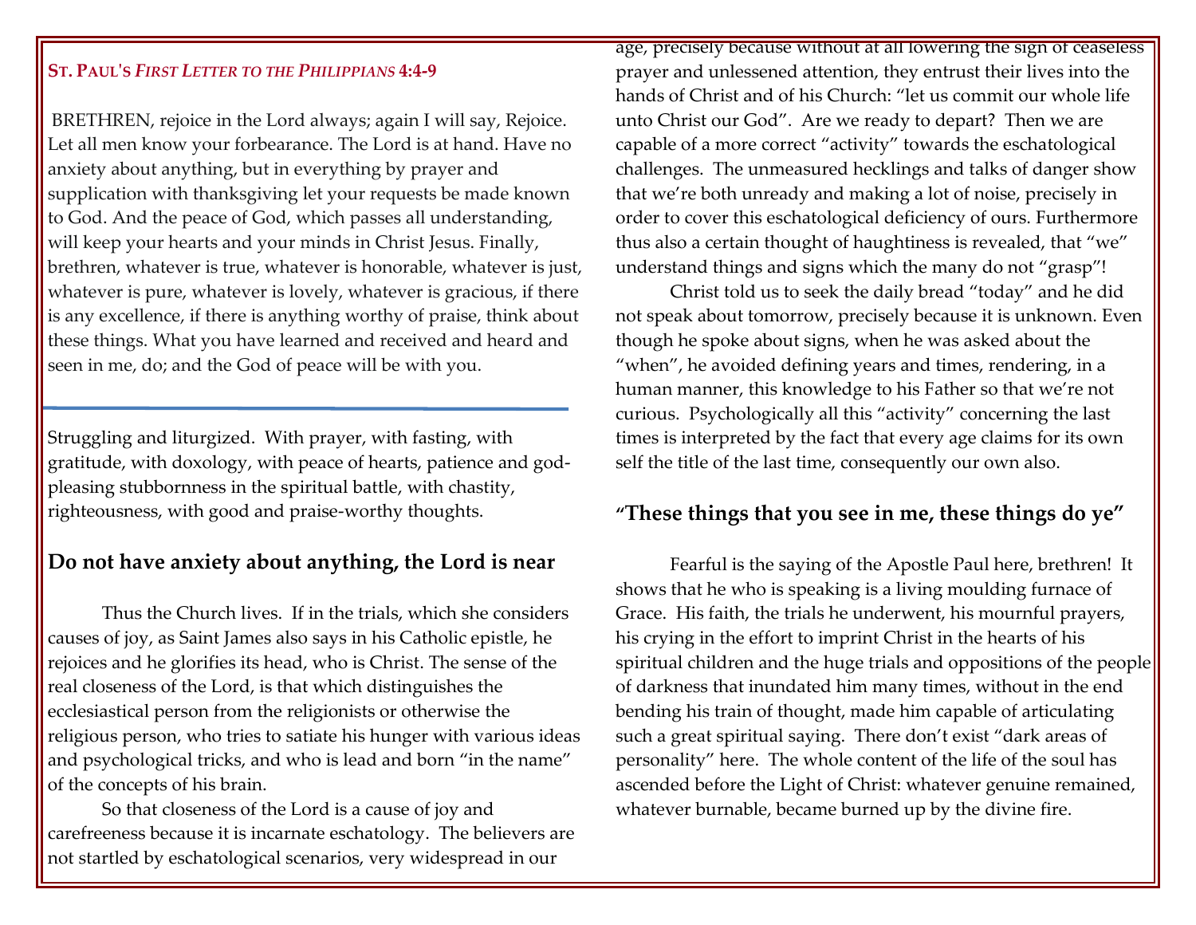**St. Paul's *First Letter to the Philippians* 4:4-9**

BRETHREN, rejoice in the Lord always; again I will say, Rejoice. Let all men know your forbearance. The Lord is at hand. Have no anxiety about anything, but in everything by prayer and supplication with thanksgiving let your requests be made known to God. And the peace of God, which passes all understanding, will keep your hearts and your minds in Christ Jesus. Finally, brethren, whatever is true, whatever is honorable, whatever is just, whatever is pure, whatever is lovely, whatever is gracious, if there is any excellence, if there is anything worthy of praise, think about these things. What you have learned and received and heard and seen in me, do; and the God of peace will be with you.

---

Struggling and liturgized. With prayer, with fasting, with gratitude, with doxology, with peace of hearts, patience and god-pleasing stubbornness in the spiritual battle, with chastity, righteousness, with good and praise-worthy thoughts.

## Do not have anxiety about anything, the Lord is near

Thus the Church lives. If in the trials, which she considers causes of joy, as Saint James also says in his Catholic epistle, he rejoices and he glorifies its head, who is Christ. The sense of the real closeness of the Lord, is that which distinguishes the ecclesiastical person from the religionists or otherwise the religious person, who tries to satiate his hunger with various ideas and psychological tricks, and who is lead and born "in the name" of the concepts of his brain.

So that closeness of the Lord is a cause of joy and carefreeness because it is incarnate eschatology. The believers are not startled by eschatological scenarios, very widespread in our age, precisely because without at all lowering the sign of ceaseless prayer and unlessened attention, they entrust their lives into the hands of Christ and of his Church: "let us commit our whole life unto Christ our God". Are we ready to depart? Then we are capable of a more correct "activity" towards the eschatological challenges. The unmeasured hecklings and talks of danger show that we're both unready and making a lot of noise, precisely in order to cover this eschatological deficiency of ours. Furthermore thus also a certain thought of haughtiness is revealed, that "we" understand things and signs which the many do not "grasp"!

Christ told us to seek the daily bread "today" and he did not speak about tomorrow, precisely because it is unknown. Even though he spoke about signs, when he was asked about the "when", he avoided defining years and times, rendering, in a human manner, this knowledge to his Father so that we're not curious. Psychologically all this "activity" concerning the last times is interpreted by the fact that every age claims for its own self the title of the last time, consequently our own also.

## "These things that you see in me, these things do ye"

Fearful is the saying of the Apostle Paul here, brethren! It shows that he who is speaking is a living moulding furnace of Grace. His faith, the trials he underwent, his mournful prayers, his crying in the effort to imprint Christ in the hearts of his spiritual children and the huge trials and oppositions of the people of darkness that inundated him many times, without in the end bending his train of thought, made him capable of articulating such a great spiritual saying. There don't exist "dark areas of personality" here. The whole content of the life of the soul has ascended before the Light of Christ: whatever genuine remained, whatever burnable, became burned up by the divine fire.